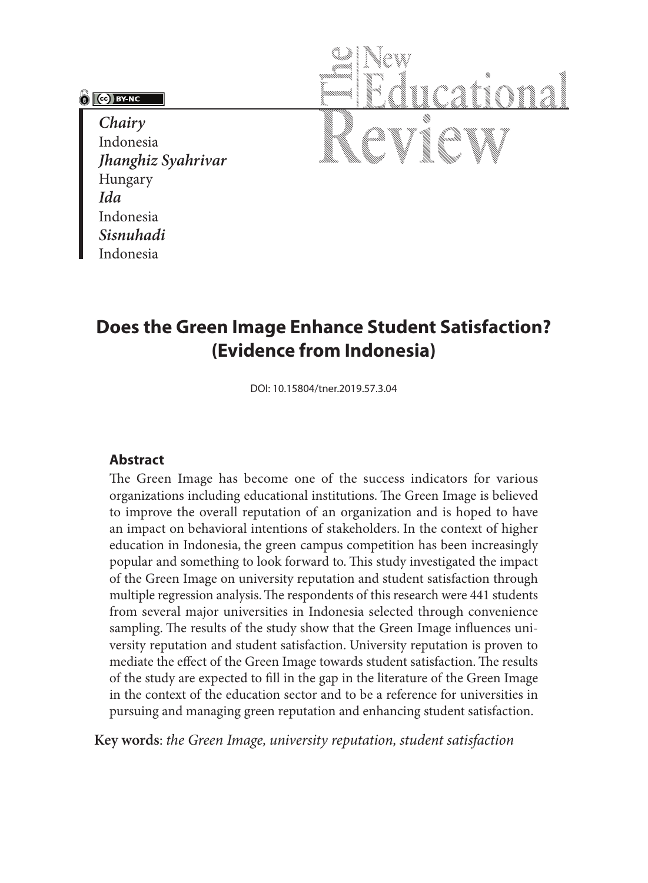*Chairy*
Indonesia
*Jhanghiz Syahrivar*
Hungary
*Ida*
Indonesia
*Sisnuhadi*
Indonesia

# Does the Green Image Enhance Student Satisfaction? (Evidence from Indonesia)

DOI: 10.15804/tner.2019.57.3.04

## Abstract

The Green Image has become one of the success indicators for various organizations including educational institutions. The Green Image is believed to improve the overall reputation of an organization and is hoped to have an impact on behavioral intentions of stakeholders. In the context of higher education in Indonesia, the green campus competition has been increasingly popular and something to look forward to. This study investigated the impact of the Green Image on university reputation and student satisfaction through multiple regression analysis. The respondents of this research were 441 students from several major universities in Indonesia selected through convenience sampling. The results of the study show that the Green Image influences university reputation and student satisfaction. University reputation is proven to mediate the effect of the Green Image towards student satisfaction. The results of the study are expected to fill in the gap in the literature of the Green Image in the context of the education sector and to be a reference for universities in pursuing and managing green reputation and enhancing student satisfaction.

**Key words**: *the Green Image, university reputation, student satisfaction*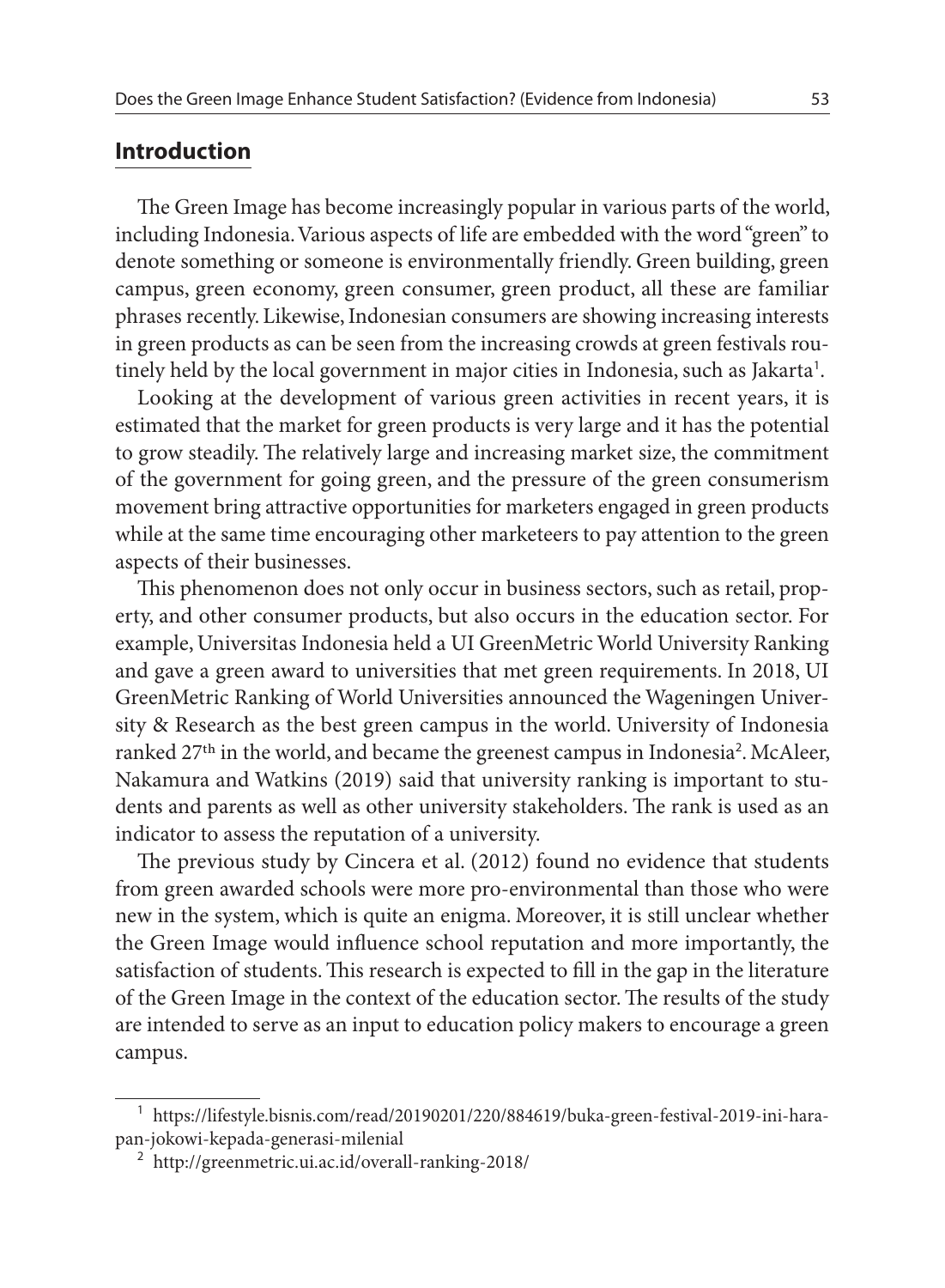## Introduction

The Green Image has become increasingly popular in various parts of the world, including Indonesia. Various aspects of life are embedded with the word "green" to denote something or someone is environmentally friendly. Green building, green campus, green economy, green consumer, green product, all these are familiar phrases recently. Likewise, Indonesian consumers are showing increasing interests in green products as can be seen from the increasing crowds at green festivals routinely held by the local government in major cities in Indonesia, such as Jakarta[1].

Looking at the development of various green activities in recent years, it is estimated that the market for green products is very large and it has the potential to grow steadily. The relatively large and increasing market size, the commitment of the government for going green, and the pressure of the green consumerism movement bring attractive opportunities for marketers engaged in green products while at the same time encouraging other marketeers to pay attention to the green aspects of their businesses.

This phenomenon does not only occur in business sectors, such as retail, property, and other consumer products, but also occurs in the education sector. For example, Universitas Indonesia held a UI GreenMetric World University Ranking and gave a green award to universities that met green requirements. In 2018, UI GreenMetric Ranking of World Universities announced the Wageningen University & Research as the best green campus in the world. University of Indonesia ranked 27th in the world, and became the greenest campus in Indonesia[2]. McAleer, Nakamura and Watkins (2019) said that university ranking is important to students and parents as well as other university stakeholders. The rank is used as an indicator to assess the reputation of a university.

The previous study by Cincera et al. (2012) found no evidence that students from green awarded schools were more pro-environmental than those who were new in the system, which is quite an enigma. Moreover, it is still unclear whether the Green Image would influence school reputation and more importantly, the satisfaction of students. This research is expected to fill in the gap in the literature of the Green Image in the context of the education sector. The results of the study are intended to serve as an input to education policy makers to encourage a green campus.

---

[1] https://lifestyle.bisnis.com/read/20190201/220/884619/buka-green-festival-2019-ini-harapan-jokowi-kepada-generasi-milenial

[2] http://greenmetric.ui.ac.id/overall-ranking-2018/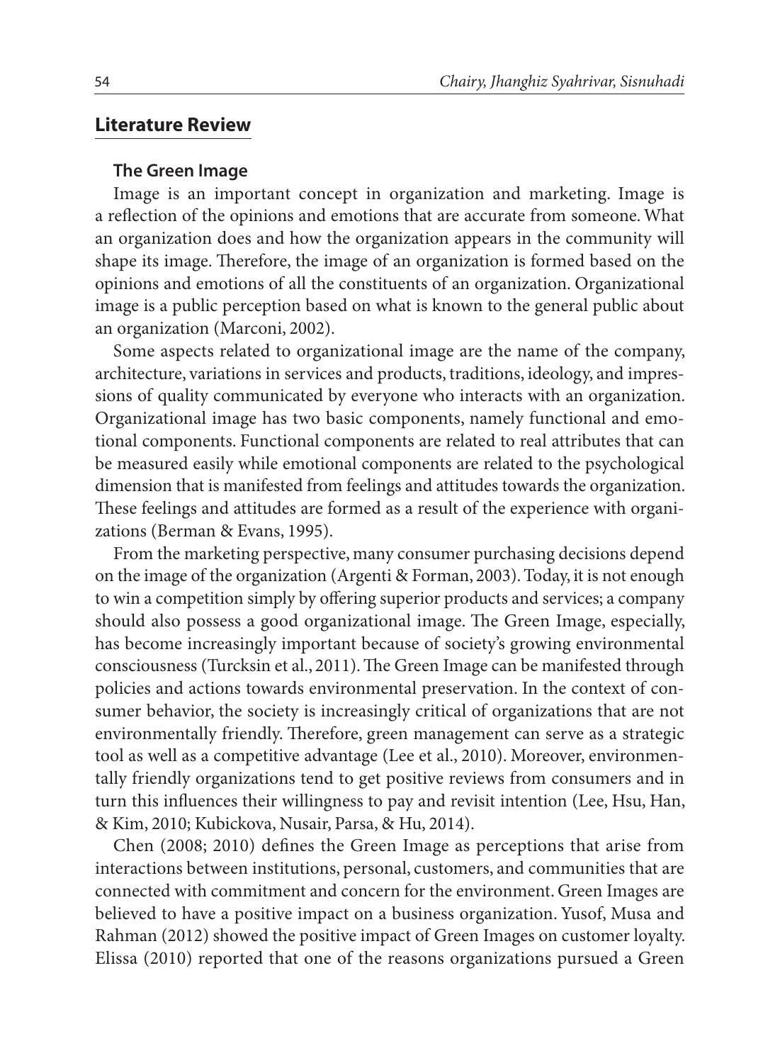## Literature Review

### The Green Image

Image is an important concept in organization and marketing. Image is a reflection of the opinions and emotions that are accurate from someone. What an organization does and how the organization appears in the community will shape its image. Therefore, the image of an organization is formed based on the opinions and emotions of all the constituents of an organization. Organizational image is a public perception based on what is known to the general public about an organization (Marconi, 2002).

Some aspects related to organizational image are the name of the company, architecture, variations in services and products, traditions, ideology, and impressions of quality communicated by everyone who interacts with an organization. Organizational image has two basic components, namely functional and emotional components. Functional components are related to real attributes that can be measured easily while emotional components are related to the psychological dimension that is manifested from feelings and attitudes towards the organization. These feelings and attitudes are formed as a result of the experience with organizations (Berman & Evans, 1995).

From the marketing perspective, many consumer purchasing decisions depend on the image of the organization (Argenti & Forman, 2003). Today, it is not enough to win a competition simply by offering superior products and services; a company should also possess a good organizational image. The Green Image, especially, has become increasingly important because of society's growing environmental consciousness (Turcksin et al., 2011). The Green Image can be manifested through policies and actions towards environmental preservation. In the context of consumer behavior, the society is increasingly critical of organizations that are not environmentally friendly. Therefore, green management can serve as a strategic tool as well as a competitive advantage (Lee et al., 2010). Moreover, environmentally friendly organizations tend to get positive reviews from consumers and in turn this influences their willingness to pay and revisit intention (Lee, Hsu, Han, & Kim, 2010; Kubickova, Nusair, Parsa, & Hu, 2014).

Chen (2008; 2010) defines the Green Image as perceptions that arise from interactions between institutions, personal, customers, and communities that are connected with commitment and concern for the environment. Green Images are believed to have a positive impact on a business organization. Yusof, Musa and Rahman (2012) showed the positive impact of Green Images on customer loyalty. Elissa (2010) reported that one of the reasons organizations pursued a Green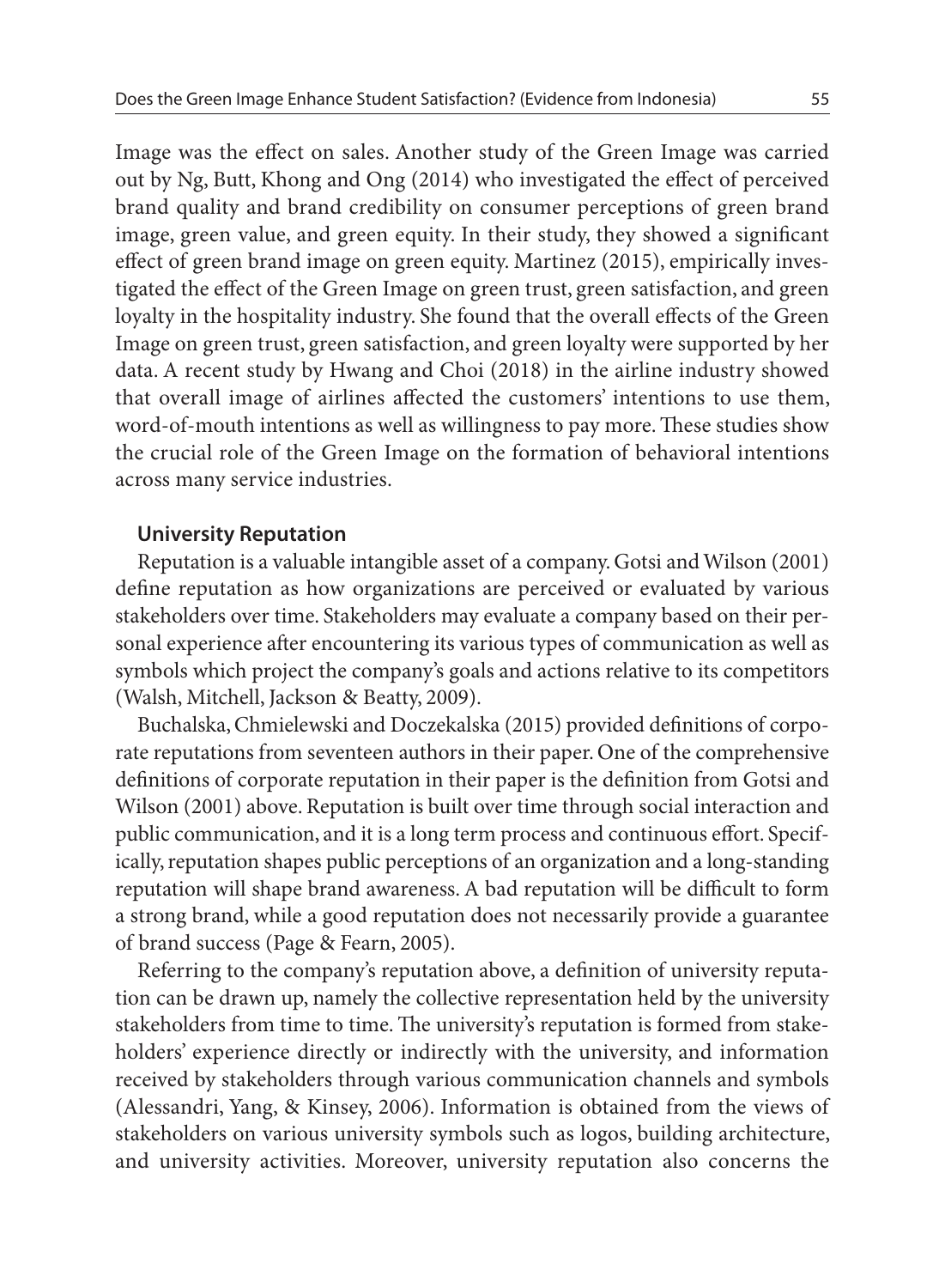Image was the effect on sales. Another study of the Green Image was carried out by Ng, Butt, Khong and Ong (2014) who investigated the effect of perceived brand quality and brand credibility on consumer perceptions of green brand image, green value, and green equity. In their study, they showed a significant effect of green brand image on green equity. Martinez (2015), empirically investigated the effect of the Green Image on green trust, green satisfaction, and green loyalty in the hospitality industry. She found that the overall effects of the Green Image on green trust, green satisfaction, and green loyalty were supported by her data. A recent study by Hwang and Choi (2018) in the airline industry showed that overall image of airlines affected the customers' intentions to use them, word-of-mouth intentions as well as willingness to pay more. These studies show the crucial role of the Green Image on the formation of behavioral intentions across many service industries.

### University Reputation

Reputation is a valuable intangible asset of a company. Gotsi and Wilson (2001) define reputation as how organizations are perceived or evaluated by various stakeholders over time. Stakeholders may evaluate a company based on their personal experience after encountering its various types of communication as well as symbols which project the company's goals and actions relative to its competitors (Walsh, Mitchell, Jackson & Beatty, 2009).

Buchalska, Chmielewski and Doczekalska (2015) provided definitions of corporate reputations from seventeen authors in their paper. One of the comprehensive definitions of corporate reputation in their paper is the definition from Gotsi and Wilson (2001) above. Reputation is built over time through social interaction and public communication, and it is a long term process and continuous effort. Specifically, reputation shapes public perceptions of an organization and a long-standing reputation will shape brand awareness. A bad reputation will be difficult to form a strong brand, while a good reputation does not necessarily provide a guarantee of brand success (Page & Fearn, 2005).

Referring to the company's reputation above, a definition of university reputation can be drawn up, namely the collective representation held by the university stakeholders from time to time. The university's reputation is formed from stakeholders' experience directly or indirectly with the university, and information received by stakeholders through various communication channels and symbols (Alessandri, Yang, & Kinsey, 2006). Information is obtained from the views of stakeholders on various university symbols such as logos, building architecture, and university activities. Moreover, university reputation also concerns the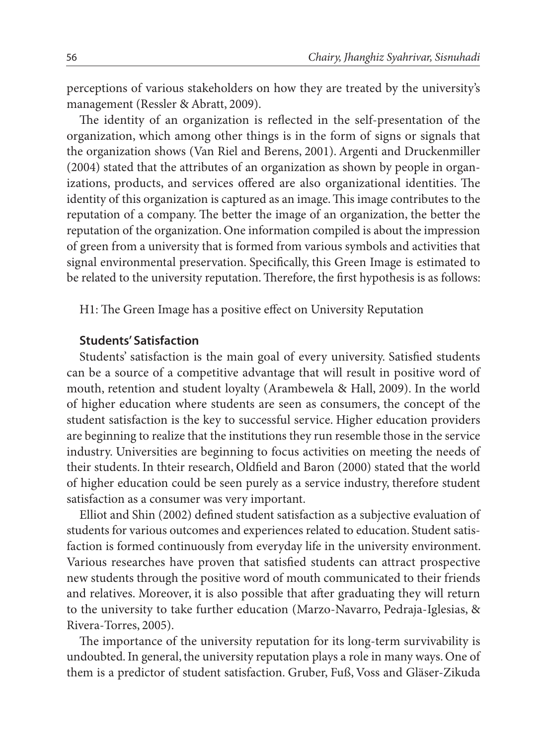perceptions of various stakeholders on how they are treated by the university's management (Ressler & Abratt, 2009).

The identity of an organization is reflected in the self-presentation of the organization, which among other things is in the form of signs or signals that the organization shows (Van Riel and Berens, 2001). Argenti and Druckenmiller (2004) stated that the attributes of an organization as shown by people in organizations, products, and services offered are also organizational identities. The identity of this organization is captured as an image. This image contributes to the reputation of a company. The better the image of an organization, the better the reputation of the organization. One information compiled is about the impression of green from a university that is formed from various symbols and activities that signal environmental preservation. Specifically, this Green Image is estimated to be related to the university reputation. Therefore, the first hypothesis is as follows:

H1: The Green Image has a positive effect on University Reputation

### Students' Satisfaction

Students' satisfaction is the main goal of every university. Satisfied students can be a source of a competitive advantage that will result in positive word of mouth, retention and student loyalty (Arambewela & Hall, 2009). In the world of higher education where students are seen as consumers, the concept of the student satisfaction is the key to successful service. Higher education providers are beginning to realize that the institutions they run resemble those in the service industry. Universities are beginning to focus activities on meeting the needs of their students. In thteir research, Oldfield and Baron (2000) stated that the world of higher education could be seen purely as a service industry, therefore student satisfaction as a consumer was very important.

Elliot and Shin (2002) defined student satisfaction as a subjective evaluation of students for various outcomes and experiences related to education. Student satisfaction is formed continuously from everyday life in the university environment. Various researches have proven that satisfied students can attract prospective new students through the positive word of mouth communicated to their friends and relatives. Moreover, it is also possible that after graduating they will return to the university to take further education (Marzo-Navarro, Pedraja-Iglesias, & Rivera-Torres, 2005).

The importance of the university reputation for its long-term survivability is undoubted. In general, the university reputation plays a role in many ways. One of them is a predictor of student satisfaction. Gruber, Fuß, Voss and Gläser-Zikuda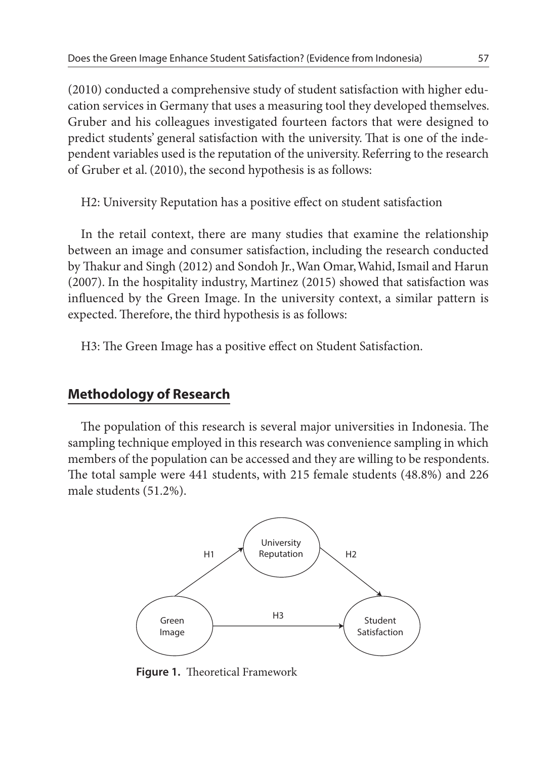(2010) conducted a comprehensive study of student satisfaction with higher education services in Germany that uses a measuring tool they developed themselves. Gruber and his colleagues investigated fourteen factors that were designed to predict students' general satisfaction with the university. That is one of the independent variables used is the reputation of the university. Referring to the research of Gruber et al. (2010), the second hypothesis is as follows:

H2: University Reputation has a positive effect on student satisfaction

In the retail context, there are many studies that examine the relationship between an image and consumer satisfaction, including the research conducted by Thakur and Singh (2012) and Sondoh Jr., Wan Omar, Wahid, Ismail and Harun (2007). In the hospitality industry, Martinez (2015) showed that satisfaction was influenced by the Green Image. In the university context, a similar pattern is expected. Therefore, the third hypothesis is as follows:

H3: The Green Image has a positive effect on Student Satisfaction.

## Methodology of Research

The population of this research is several major universities in Indonesia. The sampling technique employed in this research was convenience sampling in which members of the population can be accessed and they are willing to be respondents. The total sample were 441 students, with 215 female students (48.8%) and 226 male students (51.2%).

**Figure 1.** Theoretical Framework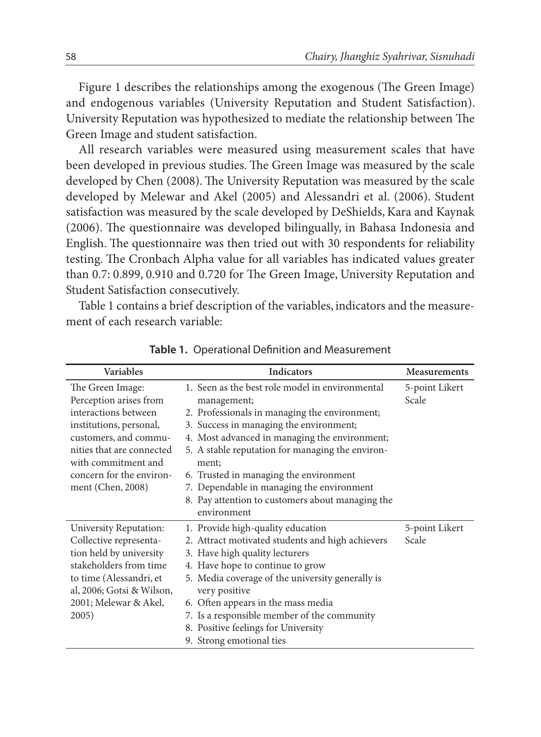Figure 1 describes the relationships among the exogenous (The Green Image) and endogenous variables (University Reputation and Student Satisfaction). University Reputation was hypothesized to mediate the relationship between The Green Image and student satisfaction.

All research variables were measured using measurement scales that have been developed in previous studies. The Green Image was measured by the scale developed by Chen (2008). The University Reputation was measured by the scale developed by Melewar and Akel (2005) and Alessandri et al. (2006). Student satisfaction was measured by the scale developed by DeShields, Kara and Kaynak (2006). The questionnaire was developed bilingually, in Bahasa Indonesia and English. The questionnaire was then tried out with 30 respondents for reliability testing. The Cronbach Alpha value for all variables has indicated values greater than 0.7: 0.899, 0.910 and 0.720 for The Green Image, University Reputation and Student Satisfaction consecutively.

Table 1 contains a brief description of the variables, indicators and the measurement of each research variable:

**Table 1.** Operational Definition and Measurement

| Variables | Indicators | Measurements |
|---|---|---|
| The Green Image: Perception arises from interactions between institutions, personal, customers, and communities that are connected with commitment and concern for the environment (Chen, 2008) | 1. Seen as the best role model in environmental management;<br>2. Professionals in managing the environment;<br>3. Success in managing the environment;<br>4. Most advanced in managing the environment;<br>5. A stable reputation for managing the environment;<br>6. Trusted in managing the environment<br>7. Dependable in managing the environment<br>8. Pay attention to customers about managing the environment | 5-point Likert Scale |
| University Reputation: Collective representation held by university stakeholders from time to time (Alessandri, et al, 2006; Gotsi & Wilson, 2001; Melewar & Akel, 2005) | 1. Provide high-quality education<br>2. Attract motivated students and high achievers<br>3. Have high quality lecturers<br>4. Have hope to continue to grow<br>5. Media coverage of the university generally is very positive<br>6. Often appears in the mass media<br>7. Is a responsible member of the community<br>8. Positive feelings for University<br>9. Strong emotional ties | 5-point Likert Scale |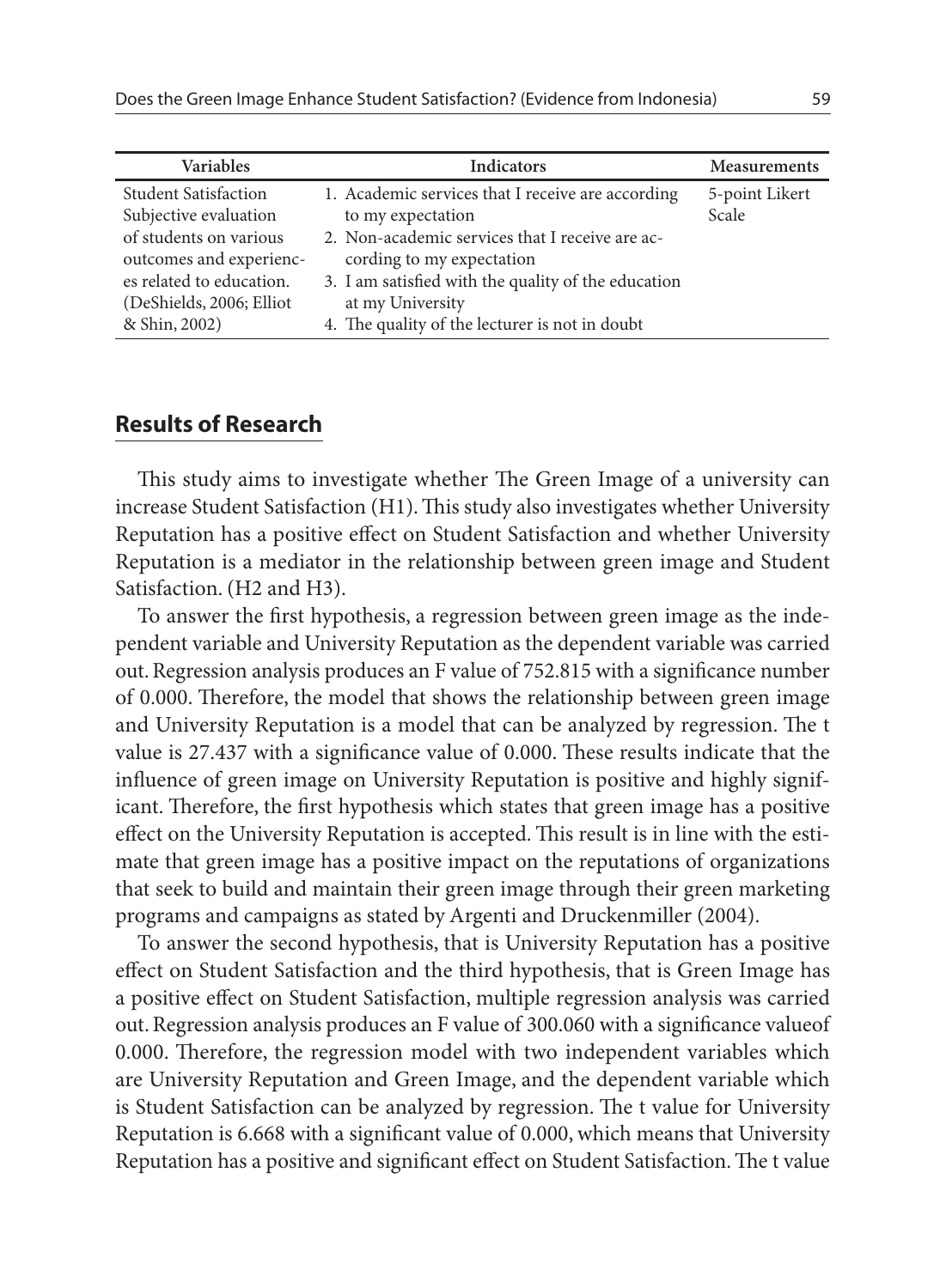| Variables | Indicators | Measurements |
|---|---|---|
| Student Satisfaction Subjective evaluation of students on various outcomes and experiences related to education. (DeShields, 2006; Elliot & Shin, 2002) | 1. Academic services that I receive are according to my expectation<br>2. Non-academic services that I receive are according to my expectation<br>3. I am satisfied with the quality of the education at my University<br>4. The quality of the lecturer is not in doubt | 5-point Likert Scale |

## Results of Research

This study aims to investigate whether The Green Image of a university can increase Student Satisfaction (H1). This study also investigates whether University Reputation has a positive effect on Student Satisfaction and whether University Reputation is a mediator in the relationship between green image and Student Satisfaction. (H2 and H3).

To answer the first hypothesis, a regression between green image as the independent variable and University Reputation as the dependent variable was carried out. Regression analysis produces an F value of 752.815 with a significance number of 0.000. Therefore, the model that shows the relationship between green image and University Reputation is a model that can be analyzed by regression. The t value is 27.437 with a significance value of 0.000. These results indicate that the influence of green image on University Reputation is positive and highly significant. Therefore, the first hypothesis which states that green image has a positive effect on the University Reputation is accepted. This result is in line with the estimate that green image has a positive impact on the reputations of organizations that seek to build and maintain their green image through their green marketing programs and campaigns as stated by Argenti and Druckenmiller (2004).

To answer the second hypothesis, that is University Reputation has a positive effect on Student Satisfaction and the third hypothesis, that is Green Image has a positive effect on Student Satisfaction, multiple regression analysis was carried out. Regression analysis produces an F value of 300.060 with a significance valueof 0.000. Therefore, the regression model with two independent variables which are University Reputation and Green Image, and the dependent variable which is Student Satisfaction can be analyzed by regression. The t value for University Reputation is 6.668 with a significant value of 0.000, which means that University Reputation has a positive and significant effect on Student Satisfaction. The t value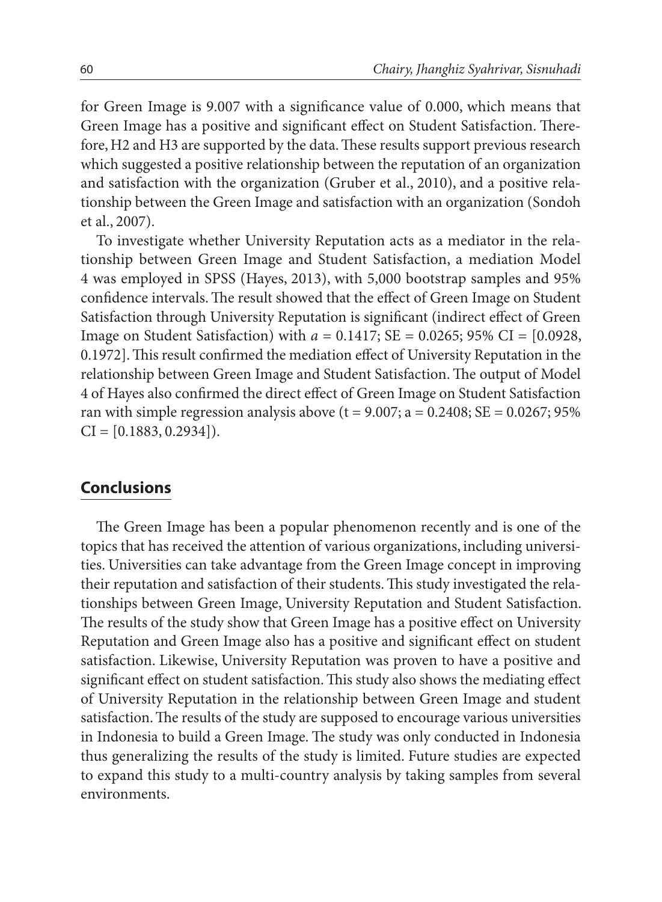for Green Image is 9.007 with a significance value of 0.000, which means that Green Image has a positive and significant effect on Student Satisfaction. Therefore, H2 and H3 are supported by the data. These results support previous research which suggested a positive relationship between the reputation of an organization and satisfaction with the organization (Gruber et al., 2010), and a positive relationship between the Green Image and satisfaction with an organization (Sondoh et al., 2007).

To investigate whether University Reputation acts as a mediator in the relationship between Green Image and Student Satisfaction, a mediation Model 4 was employed in SPSS (Hayes, 2013), with 5,000 bootstrap samples and 95% confidence intervals. The result showed that the effect of Green Image on Student Satisfaction through University Reputation is significant (indirect effect of Green Image on Student Satisfaction) with $a = 0.1417$; SE = 0.0265; 95% CI = [0.0928, 0.1972]. This result confirmed the mediation effect of University Reputation in the relationship between Green Image and Student Satisfaction. The output of Model 4 of Hayes also confirmed the direct effect of Green Image on Student Satisfaction ran with simple regression analysis above ($t = 9.007$; $a = 0.2408$; SE = 0.0267; 95% CI = [0.1883, 0.2934]).

## Conclusions

The Green Image has been a popular phenomenon recently and is one of the topics that has received the attention of various organizations, including universities. Universities can take advantage from the Green Image concept in improving their reputation and satisfaction of their students. This study investigated the relationships between Green Image, University Reputation and Student Satisfaction. The results of the study show that Green Image has a positive effect on University Reputation and Green Image also has a positive and significant effect on student satisfaction. Likewise, University Reputation was proven to have a positive and significant effect on student satisfaction. This study also shows the mediating effect of University Reputation in the relationship between Green Image and student satisfaction. The results of the study are supposed to encourage various universities in Indonesia to build a Green Image. The study was only conducted in Indonesia thus generalizing the results of the study is limited. Future studies are expected to expand this study to a multi-country analysis by taking samples from several environments.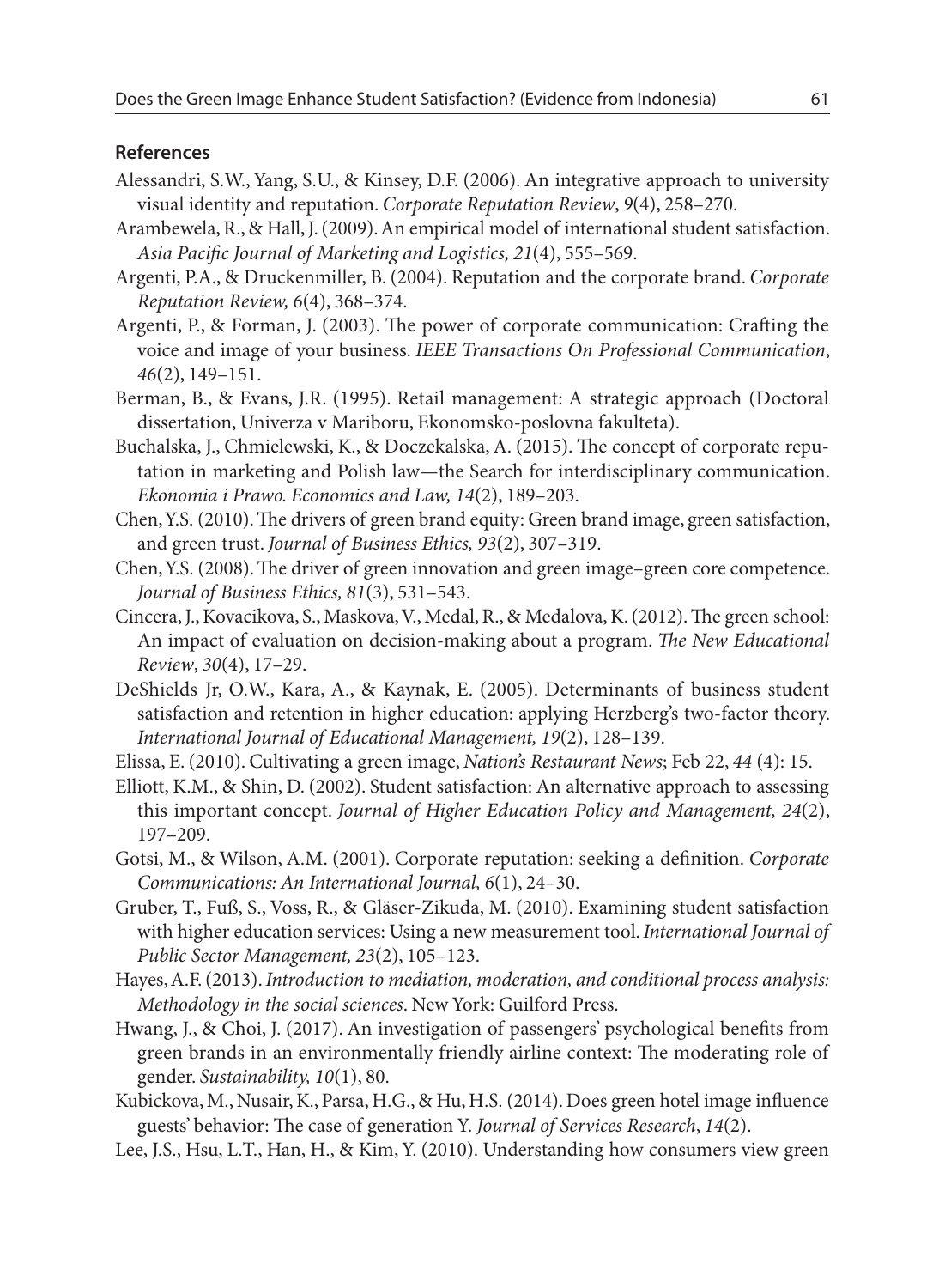### References

Alessandri, S.W., Yang, S.U., & Kinsey, D.F. (2006). An integrative approach to university visual identity and reputation. *Corporate Reputation Review*, *9*(4), 258–270.

Arambewela, R., & Hall, J. (2009). An empirical model of international student satisfaction. *Asia Pacific Journal of Marketing and Logistics, 21*(4), 555–569.

Argenti, P.A., & Druckenmiller, B. (2004). Reputation and the corporate brand. *Corporate Reputation Review, 6*(4), 368–374.

Argenti, P., & Forman, J. (2003). The power of corporate communication: Crafting the voice and image of your business. *IEEE Transactions On Professional Communication*, *46*(2), 149–151.

Berman, B., & Evans, J.R. (1995). Retail management: A strategic approach (Doctoral dissertation, Univerza v Mariboru, Ekonomsko-poslovna fakulteta).

Buchalska, J., Chmielewski, K., & Doczekalska, A. (2015). The concept of corporate reputation in marketing and Polish law—the Search for interdisciplinary communication. *Ekonomia i Prawo. Economics and Law, 14*(2), 189–203.

Chen, Y.S. (2010). The drivers of green brand equity: Green brand image, green satisfaction, and green trust. *Journal of Business Ethics, 93*(2), 307–319.

Chen, Y.S. (2008). The driver of green innovation and green image–green core competence. *Journal of Business Ethics, 81*(3), 531–543.

Cincera, J., Kovacikova, S., Maskova, V., Medal, R., & Medalova, K. (2012). The green school: An impact of evaluation on decision-making about a program. *The New Educational Review*, *30*(4), 17–29.

DeShields Jr, O.W., Kara, A., & Kaynak, E. (2005). Determinants of business student satisfaction and retention in higher education: applying Herzberg's two-factor theory. *International Journal of Educational Management, 19*(2), 128–139.

Elissa, E. (2010). Cultivating a green image, *Nation's Restaurant News*; Feb 22, *44* (4): 15.

Elliott, K.M., & Shin, D. (2002). Student satisfaction: An alternative approach to assessing this important concept. *Journal of Higher Education Policy and Management, 24*(2), 197–209.

Gotsi, M., & Wilson, A.M. (2001). Corporate reputation: seeking a definition. *Corporate Communications: An International Journal, 6*(1), 24–30.

Gruber, T., Fuß, S., Voss, R., & Gläser-Zikuda, M. (2010). Examining student satisfaction with higher education services: Using a new measurement tool. *International Journal of Public Sector Management, 23*(2), 105–123.

Hayes, A.F. (2013). *Introduction to mediation, moderation, and conditional process analysis: Methodology in the social sciences*. New York: Guilford Press.

Hwang, J., & Choi, J. (2017). An investigation of passengers' psychological benefits from green brands in an environmentally friendly airline context: The moderating role of gender. *Sustainability, 10*(1), 80.

Kubickova, M., Nusair, K., Parsa, H.G., & Hu, H.S. (2014). Does green hotel image influence guests' behavior: The case of generation Y. *Journal of Services Research*, *14*(2).

Lee, J.S., Hsu, L.T., Han, H., & Kim, Y. (2010). Understanding how consumers view green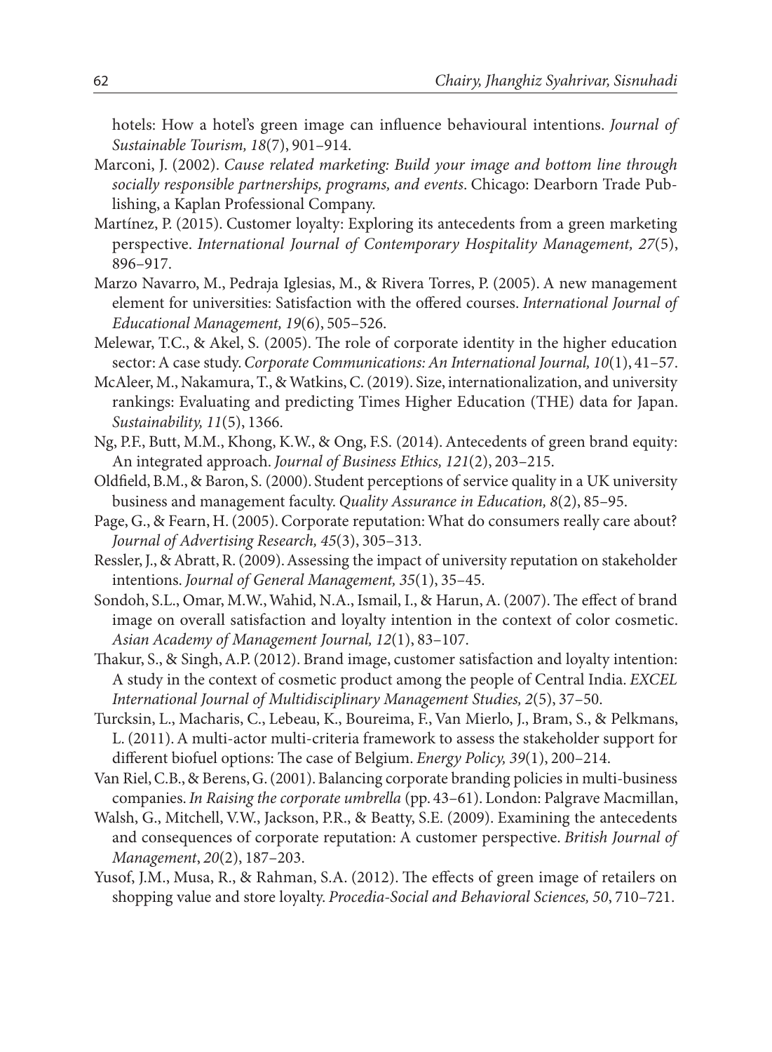hotels: How a hotel's green image can influence behavioural intentions. *Journal of Sustainable Tourism, 18*(7), 901–914.

Marconi, J. (2002). *Cause related marketing: Build your image and bottom line through socially responsible partnerships, programs, and events*. Chicago: Dearborn Trade Publishing, a Kaplan Professional Company.

Martínez, P. (2015). Customer loyalty: Exploring its antecedents from a green marketing perspective. *International Journal of Contemporary Hospitality Management, 27*(5), 896–917.

Marzo Navarro, M., Pedraja Iglesias, M., & Rivera Torres, P. (2005). A new management element for universities: Satisfaction with the offered courses. *International Journal of Educational Management, 19*(6), 505–526.

Melewar, T.C., & Akel, S. (2005). The role of corporate identity in the higher education sector: A case study. *Corporate Communications: An International Journal, 10*(1), 41–57.

McAleer, M., Nakamura, T., & Watkins, C. (2019). Size, internationalization, and university rankings: Evaluating and predicting Times Higher Education (THE) data for Japan. *Sustainability, 11*(5), 1366.

Ng, P.F., Butt, M.M., Khong, K.W., & Ong, F.S. (2014). Antecedents of green brand equity: An integrated approach. *Journal of Business Ethics, 121*(2), 203–215.

Oldfield, B.M., & Baron, S. (2000). Student perceptions of service quality in a UK university business and management faculty. *Quality Assurance in Education, 8*(2), 85–95.

Page, G., & Fearn, H. (2005). Corporate reputation: What do consumers really care about? *Journal of Advertising Research, 45*(3), 305–313.

Ressler, J., & Abratt, R. (2009). Assessing the impact of university reputation on stakeholder intentions. *Journal of General Management, 35*(1), 35–45.

Sondoh, S.L., Omar, M.W., Wahid, N.A., Ismail, I., & Harun, A. (2007). The effect of brand image on overall satisfaction and loyalty intention in the context of color cosmetic. *Asian Academy of Management Journal, 12*(1), 83–107.

Thakur, S., & Singh, A.P. (2012). Brand image, customer satisfaction and loyalty intention: A study in the context of cosmetic product among the people of Central India. *EXCEL International Journal of Multidisciplinary Management Studies, 2*(5), 37–50.

Turcksin, L., Macharis, C., Lebeau, K., Boureima, F., Van Mierlo, J., Bram, S., & Pelkmans, L. (2011). A multi-actor multi-criteria framework to assess the stakeholder support for different biofuel options: The case of Belgium. *Energy Policy, 39*(1), 200–214.

Van Riel, C.B., & Berens, G. (2001). Balancing corporate branding policies in multi-business companies. *In Raising the corporate umbrella* (pp. 43–61). London: Palgrave Macmillan,

Walsh, G., Mitchell, V.W., Jackson, P.R., & Beatty, S.E. (2009). Examining the antecedents and consequences of corporate reputation: A customer perspective. *British Journal of Management*, *20*(2), 187–203.

Yusof, J.M., Musa, R., & Rahman, S.A. (2012). The effects of green image of retailers on shopping value and store loyalty. *Procedia-Social and Behavioral Sciences, 50*, 710–721.